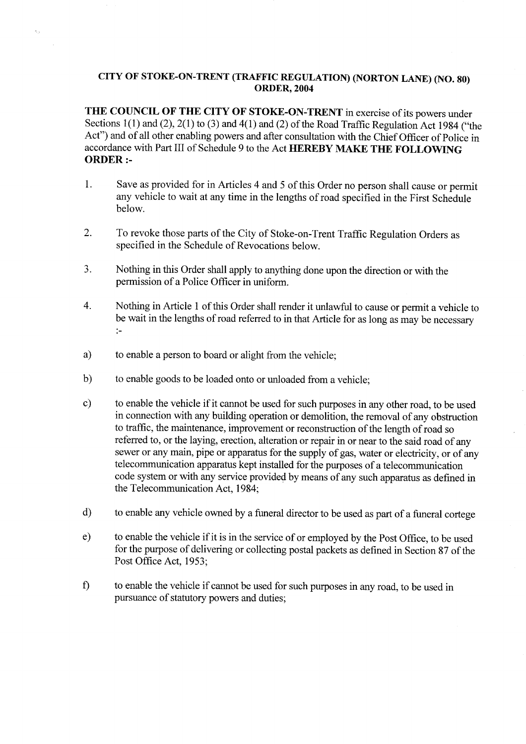**CITY OF STOKE-ON-TRENT (TRAFFIC REGULATION) (NORTON LANE) (NO. 80) ORDER, 2004**

**THE COUNCIL OF THE CITY OF STOKE-ON-TRENT** in exercise of its powers under Sections 1(1) and (2), 2(1) to (3) and 4(1) and (2) of the Road Traffic Regulation Act 1984 ("the Act") and of all other enabling powers and after consultation with the Chief Officer of Police in accordance with Part III of Schedule 9 to the Act **HEREBY MAKE THE FOLLOWING ORDER :-**

1. Save as provided for in Articles 4 and 5 of this Order no person shall cause or permit any vehicle to wait at any time in the lengths of road specified in the First Schedule below.

2. To revoke those parts of the City of Stoke-on-Trent Traffic Regulation Orders as specified in the Schedule of Revocations below.

3. Nothing in this Order shall apply to anything done upon the direction or with the permission of a Police Officer in uniform.

4. Nothing in Article 1 of this Order shall render it unlawful to cause or permit a vehicle to be wait in the lengths of road referred to in that Article for as long as may be necessary :-

a) to enable a person to board or alight from the vehicle;

b) to enable goods to be loaded onto or unloaded from a vehicle;

c) to enable the vehicle if it cannot be used for such purposes in any other road, to be used in connection with any building operation or demolition, the removal of any obstruction to traffic, the maintenance, improvement or reconstruction of the length of road so referred to, or the laying, erection, alteration or repair in or near to the said road of any sewer or any main, pipe or apparatus for the supply of gas, water or electricity, or of any telecommunication apparatus kept installed for the purposes of a telecommunication code system or with any service provided by means of any such apparatus as defined in the Telecommunication Act, 1984;

d) to enable any vehicle owned by a funeral director to be used as part of a funeral cortege

e) to enable the vehicle if it is in the service of or employed by the Post Office, to be used for the purpose of delivering or collecting postal packets as defined in Section 87 of the Post Office Act, 1953;

f) to enable the vehicle if cannot be used for such purposes in any road, to be used in pursuance of statutory powers and duties;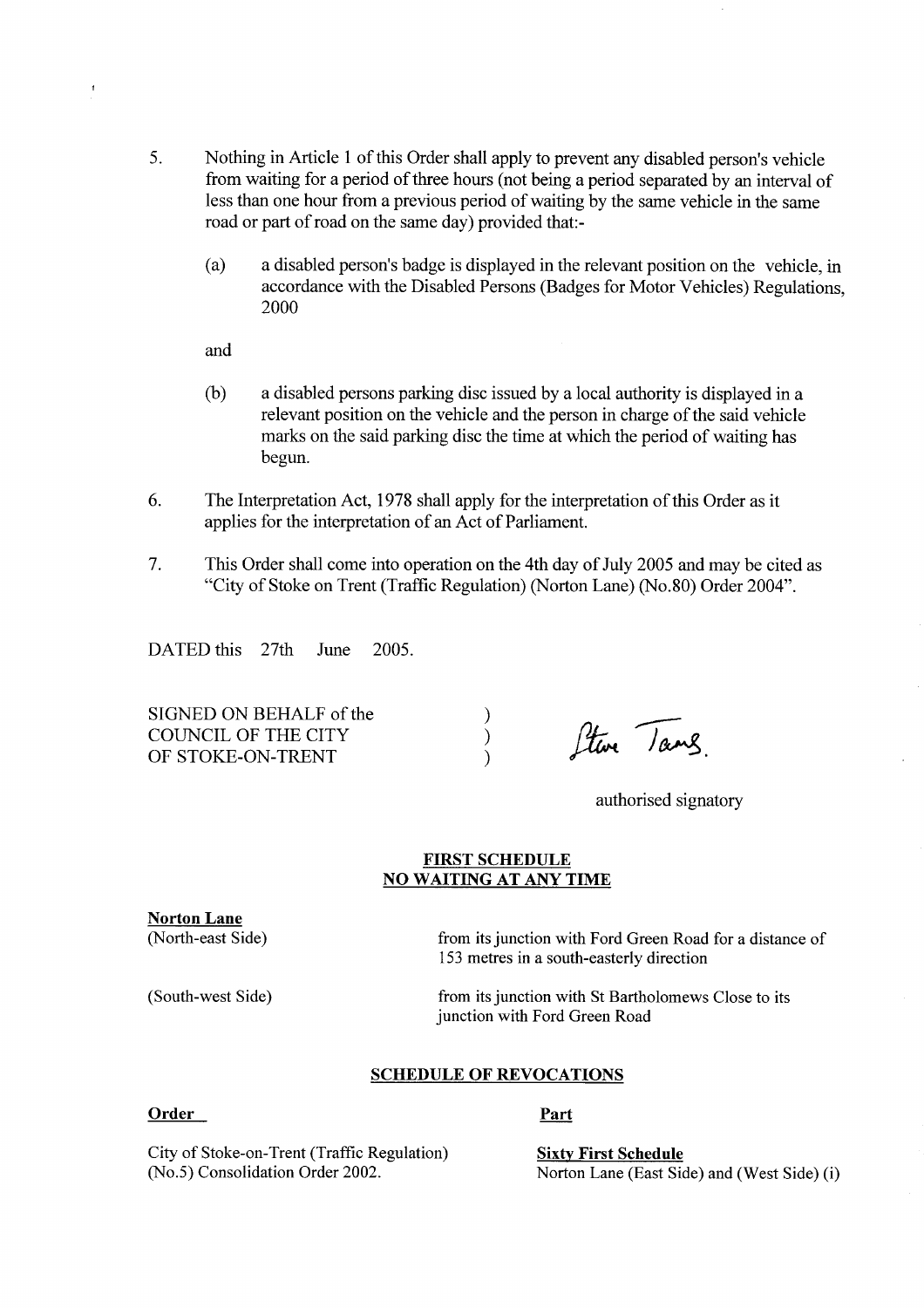5. Nothing in Article 1 of this Order shall apply to prevent any disabled person's vehicle from waiting for a period of three hours (not being a period separated by an interval of less than one hour from a previous period of waiting by the same vehicle in the same road or part of road on the same day) provided that:-

   (a) a disabled person's badge is displayed in the relevant position on the vehicle, in accordance with the Disabled Persons (Badges for Motor Vehicles) Regulations, 2000

   and

   (b) a disabled persons parking disc issued by a local authority is displayed in a relevant position on the vehicle and the person in charge of the said vehicle marks on the said parking disc the time at which the period of waiting has begun.

6. The Interpretation Act, 1978 shall apply for the interpretation of this Order as it applies for the interpretation of an Act of Parliament.

7. This Order shall come into operation on the 4th day of July 2005 and may be cited as "City of Stoke on Trent (Traffic Regulation) (Norton Lane) (No.80) Order 2004".

DATED this 27th June 2005.

SIGNED ON BEHALF of the COUNCIL OF THE CITY OF STOKE-ON-TRENT )

Steve Tams.

authorised signatory

## FIRST SCHEDULE
## NO WAITING AT ANY TIME

**Norton Lane**

(North-east Side) — from its junction with Ford Green Road for a distance of 153 metres in a south-easterly direction

(South-west Side) — from its junction with St Bartholomews Close to its junction with Ford Green Road

## SCHEDULE OF REVOCATIONS

| **Order** | **Part** |
|---|---|
| City of Stoke-on-Trent (Traffic Regulation) (No.5) Consolidation Order 2002. | **Sixty First Schedule** Norton Lane (East Side) and (West Side) (i) |